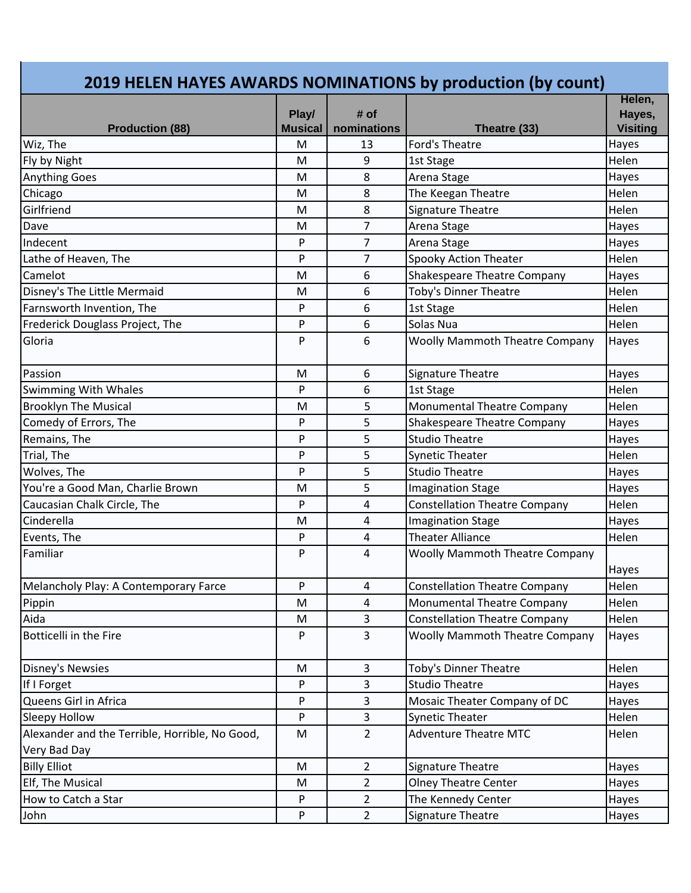# 2019 HELEN HAYES AWARDS NOMINATIONS by production (by count)

| Production (88) | Play/ Musical | # of nominations | Theatre (33) | Helen, Hayes, Visiting |
|---|---|---|---|---|
| Wiz, The | M | 13 | Ford's Theatre | Hayes |
| Fly by Night | M | 9 | 1st Stage | Helen |
| Anything Goes | M | 8 | Arena Stage | Hayes |
| Chicago | M | 8 | The Keegan Theatre | Helen |
| Girlfriend | M | 8 | Signature Theatre | Helen |
| Dave | M | 7 | Arena Stage | Hayes |
| Indecent | P | 7 | Arena Stage | Hayes |
| Lathe of Heaven, The | P | 7 | Spooky Action Theater | Helen |
| Camelot | M | 6 | Shakespeare Theatre Company | Hayes |
| Disney's The Little Mermaid | M | 6 | Toby's Dinner Theatre | Helen |
| Farnsworth Invention, The | P | 6 | 1st Stage | Helen |
| Frederick Douglass Project, The | P | 6 | Solas Nua | Helen |
| Gloria | P | 6 | Woolly Mammoth Theatre Company | Hayes |
| Passion | M | 6 | Signature Theatre | Hayes |
| Swimming With Whales | P | 6 | 1st Stage | Helen |
| Brooklyn The Musical | M | 5 | Monumental Theatre Company | Helen |
| Comedy of Errors, The | P | 5 | Shakespeare Theatre Company | Hayes |
| Remains, The | P | 5 | Studio Theatre | Hayes |
| Trial, The | P | 5 | Synetic Theater | Helen |
| Wolves, The | P | 5 | Studio Theatre | Hayes |
| You're a Good Man, Charlie Brown | M | 5 | Imagination Stage | Hayes |
| Caucasian Chalk Circle, The | P | 4 | Constellation Theatre Company | Helen |
| Cinderella | M | 4 | Imagination Stage | Hayes |
| Events, The | P | 4 | Theater Alliance | Helen |
| Familiar | P | 4 | Woolly Mammoth Theatre Company | Hayes |
| Melancholy Play: A Contemporary Farce | P | 4 | Constellation Theatre Company | Helen |
| Pippin | M | 4 | Monumental Theatre Company | Helen |
| Aida | M | 3 | Constellation Theatre Company | Helen |
| Botticelli in the Fire | P | 3 | Woolly Mammoth Theatre Company | Hayes |
| Disney's Newsies | M | 3 | Toby's Dinner Theatre | Helen |
| If I Forget | P | 3 | Studio Theatre | Hayes |
| Queens Girl in Africa | P | 3 | Mosaic Theater Company of DC | Hayes |
| Sleepy Hollow | P | 3 | Synetic Theater | Helen |
| Alexander and the Terrible, Horrible, No Good, Very Bad Day | M | 2 | Adventure Theatre MTC | Helen |
| Billy Elliot | M | 2 | Signature Theatre | Hayes |
| Elf, The Musical | M | 2 | Olney Theatre Center | Hayes |
| How to Catch a Star | P | 2 | The Kennedy Center | Hayes |
| John | P | 2 | Signature Theatre | Hayes |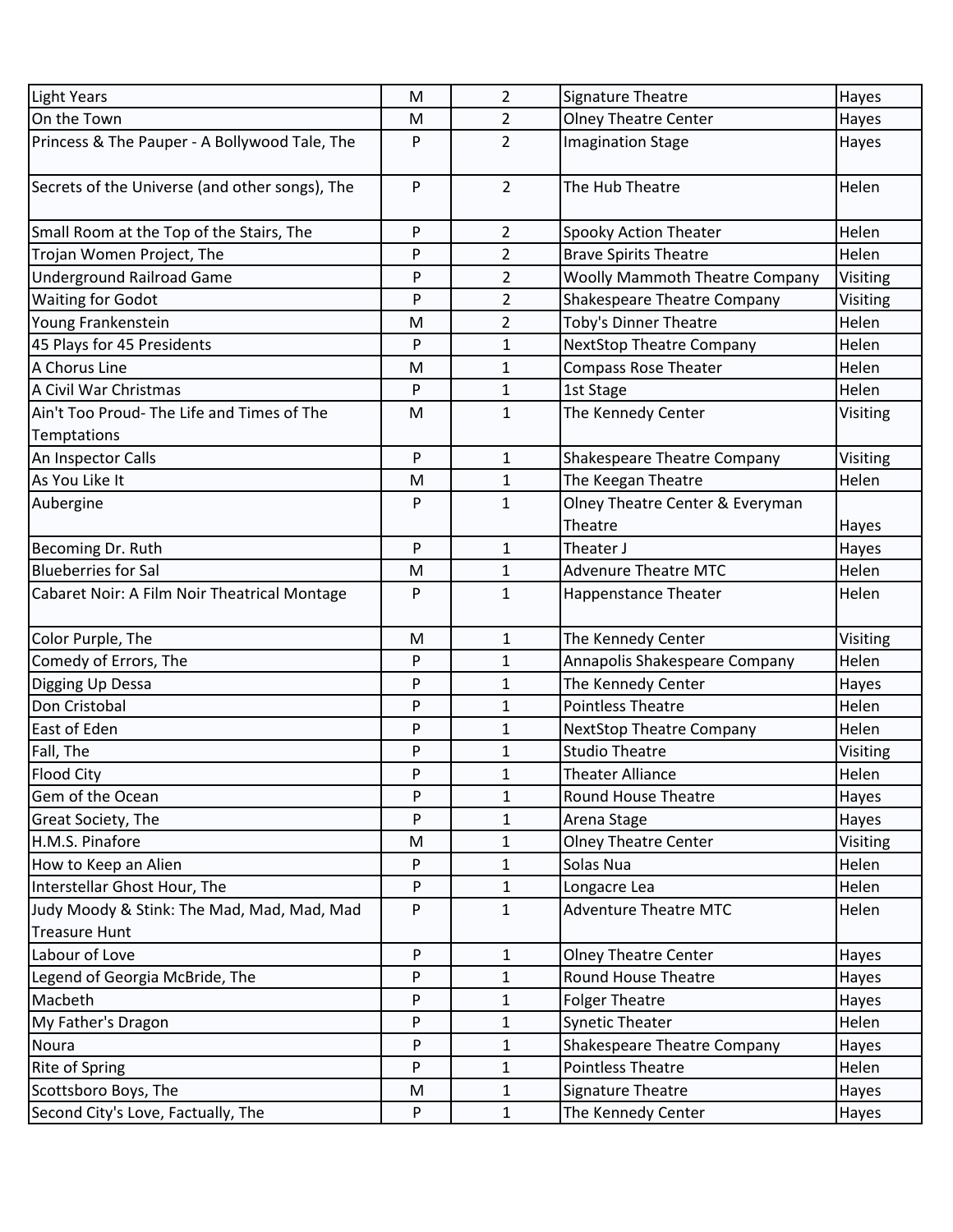| | | | | |
|---|---|---|---|---|
| Light Years | M | 2 | Signature Theatre | Hayes |
| On the Town | M | 2 | Olney Theatre Center | Hayes |
| Princess & The Pauper - A Bollywood Tale, The | P | 2 | Imagination Stage | Hayes |
| Secrets of the Universe (and other songs), The | P | 2 | The Hub Theatre | Helen |
| Small Room at the Top of the Stairs, The | P | 2 | Spooky Action Theater | Helen |
| Trojan Women Project, The | P | 2 | Brave Spirits Theatre | Helen |
| Underground Railroad Game | P | 2 | Woolly Mammoth Theatre Company | Visiting |
| Waiting for Godot | P | 2 | Shakespeare Theatre Company | Visiting |
| Young Frankenstein | M | 2 | Toby's Dinner Theatre | Helen |
| 45 Plays for 45 Presidents | P | 1 | NextStop Theatre Company | Helen |
| A Chorus Line | M | 1 | Compass Rose Theater | Helen |
| A Civil War Christmas | P | 1 | 1st Stage | Helen |
| Ain't Too Proud- The Life and Times of The Temptations | M | 1 | The Kennedy Center | Visiting |
| An Inspector Calls | P | 1 | Shakespeare Theatre Company | Visiting |
| As You Like It | M | 1 | The Keegan Theatre | Helen |
| Aubergine | P | 1 | Olney Theatre Center & Everyman Theatre | Hayes |
| Becoming Dr. Ruth | P | 1 | Theater J | Hayes |
| Blueberries for Sal | M | 1 | Advenure Theatre MTC | Helen |
| Cabaret Noir: A Film Noir Theatrical Montage | P | 1 | Happenstance Theater | Helen |
| Color Purple, The | M | 1 | The Kennedy Center | Visiting |
| Comedy of Errors, The | P | 1 | Annapolis Shakespeare Company | Helen |
| Digging Up Dessa | P | 1 | The Kennedy Center | Hayes |
| Don Cristobal | P | 1 | Pointless Theatre | Helen |
| East of Eden | P | 1 | NextStop Theatre Company | Helen |
| Fall, The | P | 1 | Studio Theatre | Visiting |
| Flood City | P | 1 | Theater Alliance | Helen |
| Gem of the Ocean | P | 1 | Round House Theatre | Hayes |
| Great Society, The | P | 1 | Arena Stage | Hayes |
| H.M.S. Pinafore | M | 1 | Olney Theatre Center | Visiting |
| How to Keep an Alien | P | 1 | Solas Nua | Helen |
| Interstellar Ghost Hour, The | P | 1 | Longacre Lea | Helen |
| Judy Moody & Stink: The Mad, Mad, Mad, Mad Treasure Hunt | P | 1 | Adventure Theatre MTC | Helen |
| Labour of Love | P | 1 | Olney Theatre Center | Hayes |
| Legend of Georgia McBride, The | P | 1 | Round House Theatre | Hayes |
| Macbeth | P | 1 | Folger Theatre | Hayes |
| My Father's Dragon | P | 1 | Synetic Theater | Helen |
| Noura | P | 1 | Shakespeare Theatre Company | Hayes |
| Rite of Spring | P | 1 | Pointless Theatre | Helen |
| Scottsboro Boys, The | M | 1 | Signature Theatre | Hayes |
| Second City's Love, Factually, The | P | 1 | The Kennedy Center | Hayes |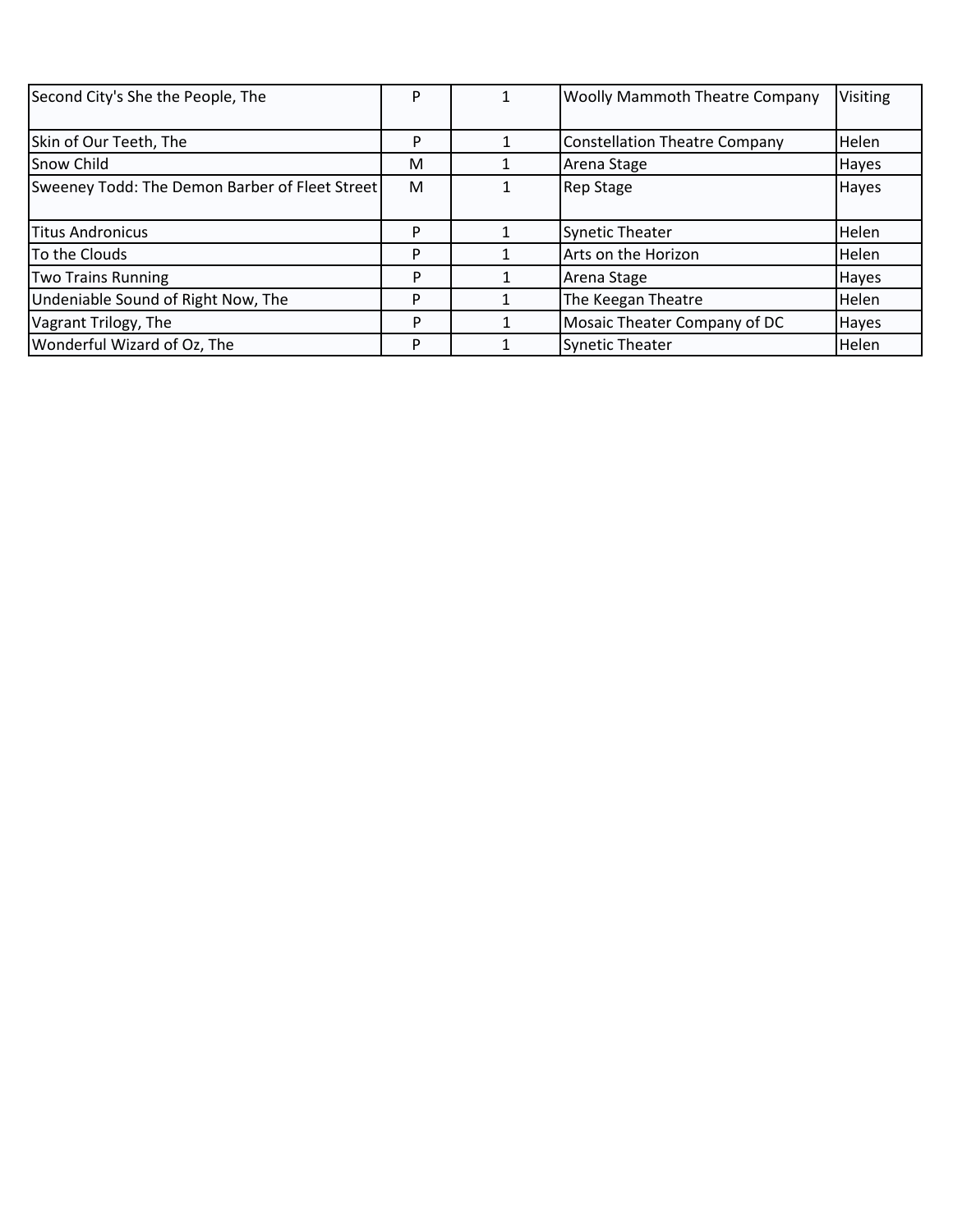| | | | | |
|---|---|---|---|---|
| Second City's She the People, The | P | 1 | Woolly Mammoth Theatre Company | Visiting |
| Skin of Our Teeth, The | P | 1 | Constellation Theatre Company | Helen |
| Snow Child | M | 1 | Arena Stage | Hayes |
| Sweeney Todd: The Demon Barber of Fleet Street | M | 1 | Rep Stage | Hayes |
| Titus Andronicus | P | 1 | Synetic Theater | Helen |
| To the Clouds | P | 1 | Arts on the Horizon | Helen |
| Two Trains Running | P | 1 | Arena Stage | Hayes |
| Undeniable Sound of Right Now, The | P | 1 | The Keegan Theatre | Helen |
| Vagrant Trilogy, The | P | 1 | Mosaic Theater Company of DC | Hayes |
| Wonderful Wizard of Oz, The | P | 1 | Synetic Theater | Helen |